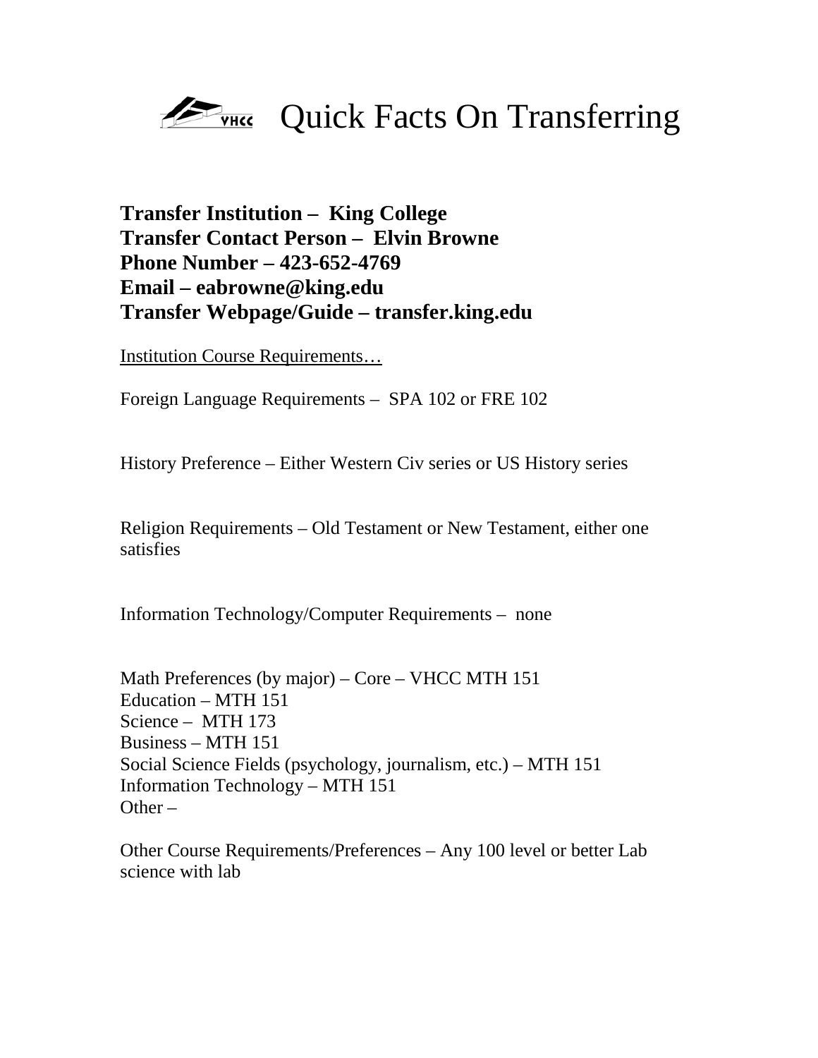# Quick Facts On Transferring

**Transfer Institution – King College**
**Transfer Contact Person – Elvin Browne**
**Phone Number – 423-652-4769**
**Email – eabrowne@king.edu**
**Transfer Webpage/Guide – transfer.king.edu**

<u>Institution Course Requirements…</u>

Foreign Language Requirements – SPA 102 or FRE 102

History Preference – Either Western Civ series or US History series

Religion Requirements – Old Testament or New Testament, either one satisfies

Information Technology/Computer Requirements – none

Math Preferences (by major) – Core – VHCC MTH 151
Education – MTH 151
Science – MTH 173
Business – MTH 151
Social Science Fields (psychology, journalism, etc.) – MTH 151
Information Technology – MTH 151
Other –

Other Course Requirements/Preferences – Any 100 level or better Lab science with lab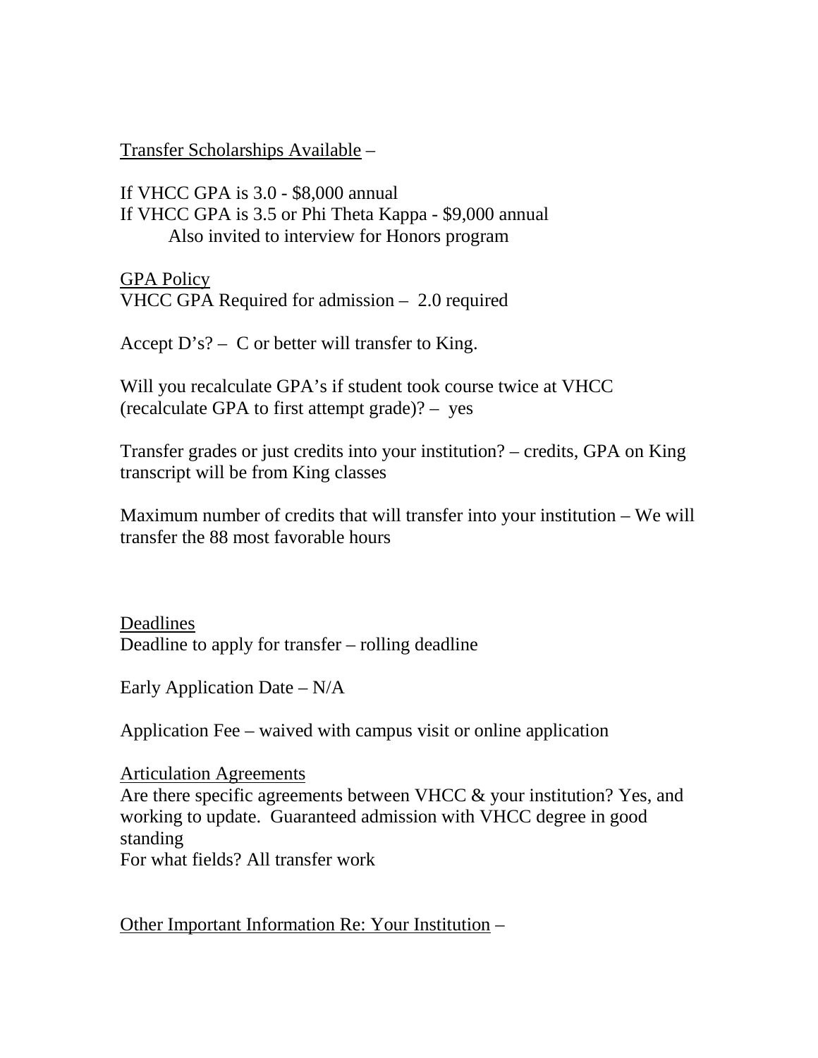Transfer Scholarships Available –

If VHCC GPA is 3.0 - $8,000 annual
If VHCC GPA is 3.5 or Phi Theta Kappa - $9,000 annual
    Also invited to interview for Honors program

GPA Policy
VHCC GPA Required for admission – 2.0 required

Accept D's? – C or better will transfer to King.

Will you recalculate GPA's if student took course twice at VHCC (recalculate GPA to first attempt grade)? – yes

Transfer grades or just credits into your institution? – credits, GPA on King transcript will be from King classes

Maximum number of credits that will transfer into your institution – We will transfer the 88 most favorable hours

Deadlines
Deadline to apply for transfer – rolling deadline

Early Application Date – N/A

Application Fee – waived with campus visit or online application

Articulation Agreements
Are there specific agreements between VHCC & your institution? Yes, and working to update. Guaranteed admission with VHCC degree in good standing
For what fields? All transfer work

Other Important Information Re: Your Institution –